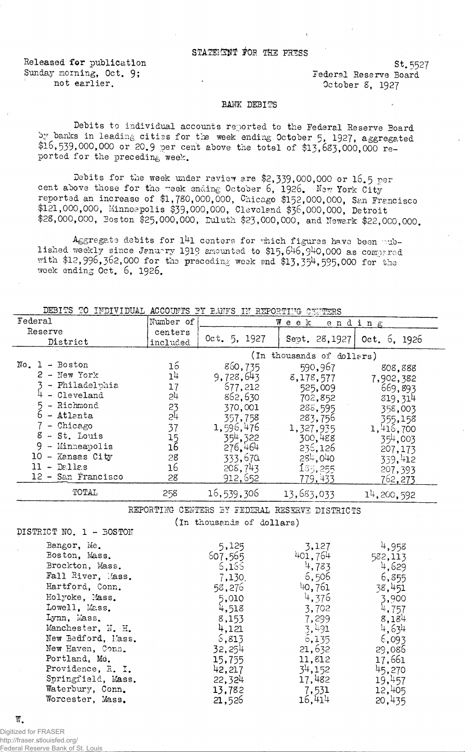STATEMENT FOR THE PRESS

Released for publication Sunday morning, Oct. 9; not earlier.

St.5527
Federal Reserve Board
October 8, 1927

## BANK DEBITS

Debits to individual accounts reported to the Federal Reserve Board by banks in leading cities for the week ending October 5, 1927, aggregated $16,539,000,000 or 20.9 per cent above the total of $13,683,000,000 reported for the preceding week.

Debits for the week under review are $2,339,000,000 or 16.5 per cent above those for the week ending October 6, 1926. New York City reported an increase of $1,780,000,000, Chicago $152,000,000, San Francisco $121,000,000, Minneapolis $39,000,000, Cleveland $36,000,000, Detroit $28,000,000, Boston $25,000,000, Duluth $23,000,000, and Newark $22,000,000.

Aggregate debits for 141 centers for which figures have been published weekly since January 1919 amounted to $15,646,940,000 as compared with $12,996,362,000 for the preceding week and $13,354,595,000 for the week ending Oct. 6, 1926.

DEBITS TO INDIVIDUAL ACCOUNTS BY BANKS IN REPORTING CENTERS

| Federal Reserve District | Number of centers included | Week ending Oct. 5, 1927 | Sept. 28, 1927 | Oct. 6, 1926 |
|---|---|---|---|---|
| | | (In thousands of dollars) | | |
| No. 1 - Boston | 16 | 860,735 | 590,967 | 808,888 |
| 2 - New York | 14 | 9,728,643 | 8,178,577 | 7,902,382 |
| 3 - Philadelphia | 17 | 677,212 | 525,009 | 669,893 |
| 4 - Cleveland | 24 | 862,630 | 702,852 | 819,314 |
| 5 - Richmond | 23 | 370,001 | 288,595 | 358,003 |
| 6 - Atlanta | 24 | 357,758 | 283,756 | 355,158 |
| 7 - Chicago | 37 | 1,596,476 | 1,327,935 | 1,416,700 |
| 8 - St. Louis | 15 | 354,322 | 300,488 | 354,003 |
| 9 - Minneapolis | 16 | 276,464 | 236,126 | 207,173 |
| 10 - Kansas City | 28 | 333,670 | 284,040 | 339,412 |
| 11 - Dallas | 16 | 208,743 | 185,255 | 207,393 |
| 12 - San Francisco | 28 | 912,652 | 779,433 | 762,273 |
| TOTAL | 258 | 16,539,306 | 13,683,033 | 14,200,592 |

REPORTING CENTERS BY FEDERAL RESERVE DISTRICTS

(In thousands of dollars)

| DISTRICT NO. 1 - BOSTON | Oct. 5, 1927 | Sept. 28, 1927 | Oct. 6, 1926 |
|---|---|---|---|
| Bangor, Me. | 5,125 | 3,127 | 4,958 |
| Boston, Mass. | 607,565 | 401,764 | 582,113 |
| Brockton, Mass. | 6,166 | 4,783 | 4,629 |
| Fall River, Mass. | 7,130 | 6,506 | 6,855 |
| Hartford, Conn. | 58,276 | 40,761 | 38,451 |
| Holyoke, Mass. | 5,010 | 4,376 | 3,900 |
| Lowell, Mass. | 4,518 | 3,702 | 4,757 |
| Lynn, Mass. | 8,153 | 7,299 | 8,184 |
| Manchester, N. H. | 4,121 | 3,491 | 4,634 |
| New Bedford, Mass. | 6,813 | 6,135 | 6,093 |
| New Haven, Conn. | 32,254 | 21,632 | 29,086 |
| Portland, Me. | 15,755 | 11,812 | 17,661 |
| Providence, R. I. | 42,217 | 34,152 | 45,270 |
| Springfield, Mass. | 22,324 | 17,482 | 19,457 |
| Waterbury, Conn. | 13,782 | 7,531 | 12,405 |
| Worcester, Mass. | 21,526 | 16,414 | 20,435 |

W.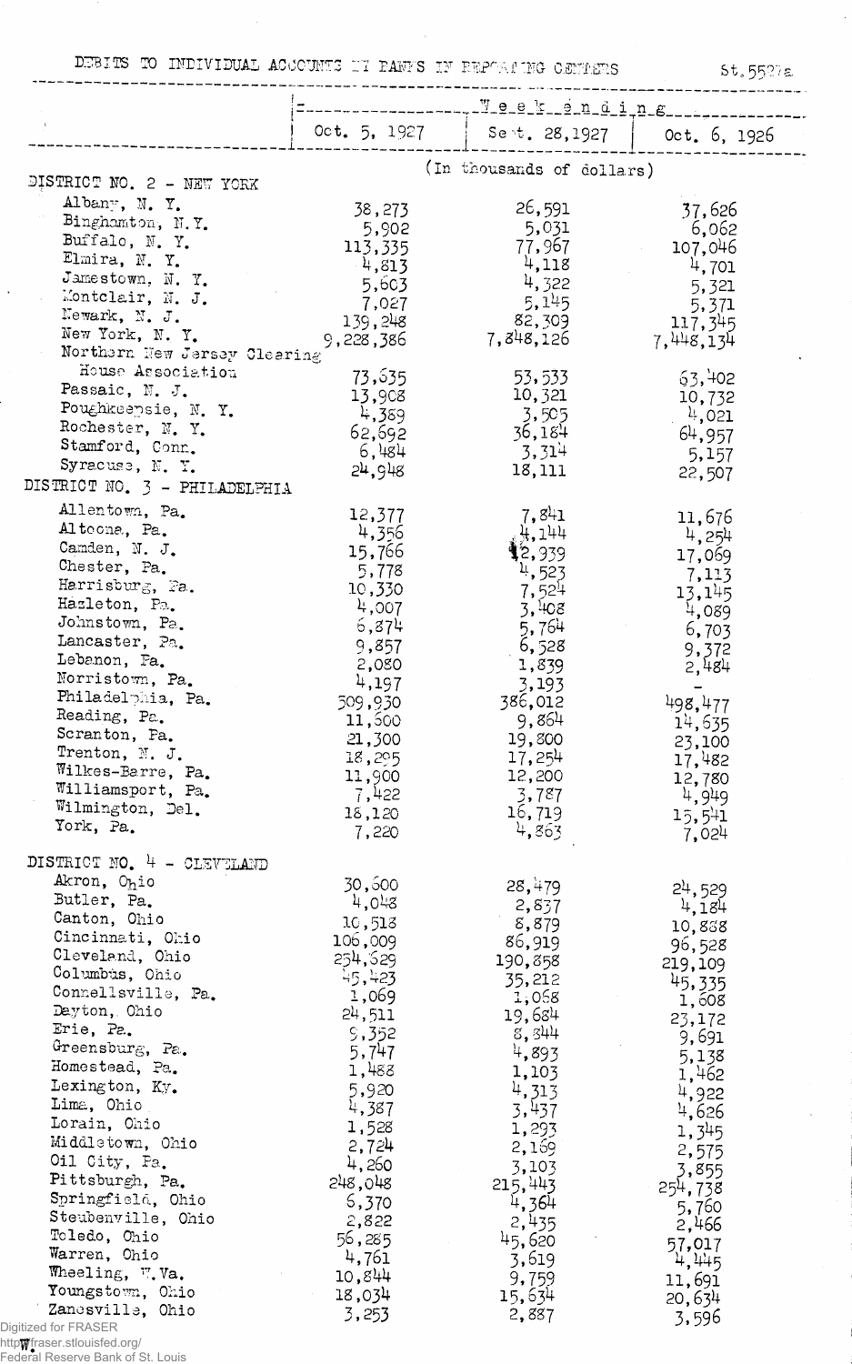DEBITS TO INDIVIDUAL ACCOUNTS IN BANKS IN REPORTING CENTERS

St. 5527a

| | Week ending | | |
|---|---|---|---|
| | Oct. 5, 1927 | Sept. 28, 1927 | Oct. 6, 1926 |
| | (In thousands of dollars) | | |
| **DISTRICT NO. 2 - NEW YORK** | | | |
| Albany, N. Y. | 38,273 | 26,591 | 37,626 |
| Binghamton, N.Y. | 5,902 | 5,031 | 6,062 |
| Buffalo, N. Y. | 113,335 | 77,967 | 107,046 |
| Elmira, N. Y. | 4,813 | 4,118 | 4,701 |
| Jamestown, N. Y. | 5,603 | 4,322 | 5,321 |
| Montclair, N. J. | 7,027 | 5,145 | 5,371 |
| Newark, N. J. | 139,248 | 82,309 | 117,345 |
| New York, N. Y. | 9,228,386 | 7,848,126 | 7,448,134 |
| Northern New Jersey Clearing House Association | 73,635 | 53,533 | 63,402 |
| Passaic, N. J. | 13,908 | 10,321 | 10,732 |
| Poughkeepsie, N. Y. | 4,389 | 3,505 | 4,021 |
| Rochester, N. Y. | 62,692 | 36,184 | 64,957 |
| Stamford, Conn. | 6,484 | 3,314 | 5,157 |
| Syracuse, N. Y. | 24,948 | 18,111 | 22,507 |
| **DISTRICT NO. 3 - PHILADELPHIA** | | | |
| Allentown, Pa. | 12,377 | 7,841 | 11,676 |
| Altoona, Pa. | 4,356 | 4,144 | 4,254 |
| Camden, N. J. | 15,766 | 12,939 | 17,069 |
| Chester, Pa. | 5,778 | 4,523 | 7,113 |
| Harrisburg, Pa. | 10,330 | 7,524 | 13,145 |
| Hazleton, Pa. | 4,007 | 3,408 | 4,089 |
| Johnstown, Pa. | 6,874 | 5,764 | 6,703 |
| Lancaster, Pa. | 9,857 | 6,528 | 9,372 |
| Lebanon, Pa. | 2,080 | 1,839 | 2,484 |
| Norristown, Pa. | 4,197 | 3,193 | - |
| Philadelphia, Pa. | 509,930 | 386,012 | 498,477 |
| Reading, Pa. | 11,600 | 9,864 | 14,635 |
| Scranton, Pa. | 21,300 | 19,800 | 23,100 |
| Trenton, N. J. | 18,295 | 17,254 | 17,482 |
| Wilkes-Barre, Pa. | 11,900 | 12,200 | 12,780 |
| Williamsport, Pa. | 7,422 | 3,787 | 4,949 |
| Wilmington, Del. | 18,120 | 16,719 | 15,541 |
| York, Pa. | 7,220 | 4,863 | 7,024 |
| **DISTRICT NO. 4 - CLEVELAND** | | | |
| Akron, Ohio | 30,600 | 28,479 | 24,529 |
| Butler, Pa. | 4,048 | 2,837 | 4,184 |
| Canton, Ohio | 10,518 | 8,879 | 10,888 |
| Cincinnati, Ohio | 106,009 | 86,919 | 96,528 |
| Cleveland, Ohio | 254,629 | 190,858 | 219,109 |
| Columbus, Ohio | 45,423 | 35,212 | 45,335 |
| Connellsville, Pa. | 1,069 | 1,068 | 1,608 |
| Dayton, Ohio | 24,511 | 19,684 | 23,172 |
| Erie, Pa. | 9,352 | 8,344 | 9,691 |
| Greensburg, Pa. | 5,747 | 4,893 | 5,138 |
| Homestead, Pa. | 1,488 | 1,103 | 1,462 |
| Lexington, Ky. | 5,920 | 4,313 | 4,922 |
| Lima, Ohio | 4,387 | 3,437 | 4,626 |
| Lorain, Ohio | 1,528 | 1,293 | 1,345 |
| Middletown, Ohio | 2,724 | 2,169 | 2,575 |
| Oil City, Pa. | 4,260 | 3,103 | 3,855 |
| Pittsburgh, Pa. | 248,048 | 215,443 | 254,738 |
| Springfield, Ohio | 6,370 | 4,364 | 5,760 |
| Steubenville, Ohio | 2,822 | 2,435 | 2,466 |
| Toledo, Ohio | 56,285 | 45,620 | 57,017 |
| Warren, Ohio | 4,761 | 3,619 | 4,445 |
| Wheeling, W.Va. | 10,844 | 9,759 | 11,691 |
| Youngstown, Ohio | 18,034 | 15,634 | 20,634 |
| Zanesville, Ohio | 3,253 | 2,887 | 3,596 |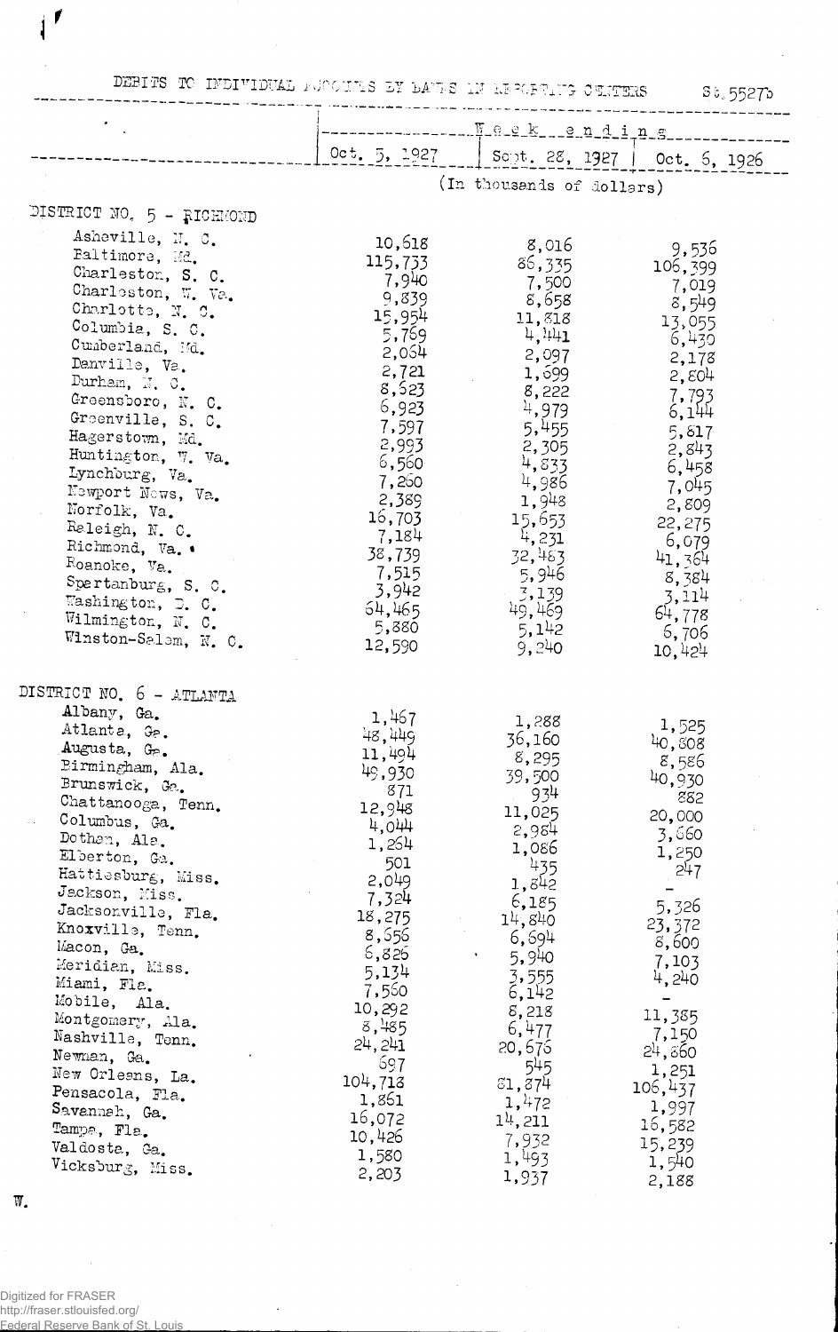DEBITS TO INDIVIDUAL ACCOUNTS BY BANKS IN REPORTING CENTERS St. 5527b

| | Week ending | | |
|---|---|---|---|
| | Oct. 5, 1927 | Sept. 28, 1927 | Oct. 6, 1926 |
| | (In thousands of dollars) | | |
| **DISTRICT NO. 5 - RICHMOND** | | | |
| Asheville, N. C. | 10,618 | 8,016 | 9,536 |
| Baltimore, Md. | 115,733 | 86,335 | 106,399 |
| Charleston, S. C. | 7,940 | 7,500 | 7,019 |
| Charleston, W. Va. | 9,839 | 8,658 | 8,549 |
| Charlotte, N. C. | 15,954 | 11,818 | 13,055 |
| Columbia, S. C. | 5,769 | 4,441 | 6,430 |
| Cumberland, Md. | 2,064 | 2,097 | 2,178 |
| Danville, Va. | 2,721 | 1,699 | 2,804 |
| Durham, N. C. | 8,623 | 8,222 | 7,793 |
| Greensboro, N. C. | 6,923 | 4,979 | 6,144 |
| Greenville, S. C. | 7,597 | 5,455 | 5,817 |
| Hagerstown, Md. | 2,993 | 2,305 | 2,843 |
| Huntington, W. Va. | 6,560 | 4,833 | 6,458 |
| Lynchburg, Va. | 7,260 | 4,986 | 7,045 |
| Newport News, Va. | 2,389 | 1,948 | 2,809 |
| Norfolk, Va. | 16,703 | 15,653 | 22,275 |
| Raleigh, N. C. | 7,184 | 4,231 | 6,079 |
| Richmond, Va. | 38,739 | 32,483 | 41,364 |
| Roanoke, Va. | 7,515 | 5,946 | 8,384 |
| Spartanburg, S. C. | 3,942 | 3,139 | 3,114 |
| Washington, D. C. | 64,465 | 49,469 | 64,778 |
| Wilmington, N. C. | 5,880 | 5,142 | 6,706 |
| Winston-Salem, N. C. | 12,590 | 9,240 | 10,424 |
| **DISTRICT NO. 6 - ATLANTA** | | | |
| Albany, Ga. | 1,467 | 1,288 | 1,525 |
| Atlanta, Ga. | 48,449 | 36,160 | 40,808 |
| Augusta, Ga. | 11,494 | 8,295 | 8,586 |
| Birmingham, Ala. | 49,930 | 39,500 | 40,930 |
| Brunswick, Ga. | 871 | 934 | 882 |
| Chattanooga, Tenn. | 12,948 | 11,025 | 20,000 |
| Columbus, Ga. | 4,044 | 2,984 | 3,660 |
| Dothan, Ala. | 1,264 | 1,086 | 1,250 |
| Elberton, Ga. | 501 | 435 | 247 |
| Hattiesburg, Miss. | 2,049 | 1,842 | - |
| Jackson, Miss. | 7,324 | 6,185 | 5,326 |
| Jacksonville, Fla. | 18,275 | 14,840 | 23,372 |
| Knoxville, Tenn. | 8,656 | 6,694 | 8,600 |
| Macon, Ga. | 6,826 | 5,940 | 7,103 |
| Meridian, Miss. | 5,134 | 3,555 | 4,240 |
| Miami, Fla. | 7,560 | 6,142 | - |
| Mobile, Ala. | 10,292 | 8,218 | 11,385 |
| Montgomery, Ala. | 8,485 | 6,477 | 7,150 |
| Nashville, Tenn. | 24,241 | 20,676 | 24,860 |
| Newnan, Ga. | 697 | 545 | 1,251 |
| New Orleans, La. | 104,718 | 81,874 | 106,437 |
| Pensacola, Fla. | 1,861 | 1,472 | 1,997 |
| Savannah, Ga. | 16,072 | 14,211 | 16,582 |
| Tampa, Fla. | 10,426 | 7,932 | 15,239 |
| Valdosta, Ga. | 1,580 | 1,493 | 1,540 |
| Vicksburg, Miss. | 2,203 | 1,937 | 2,188 |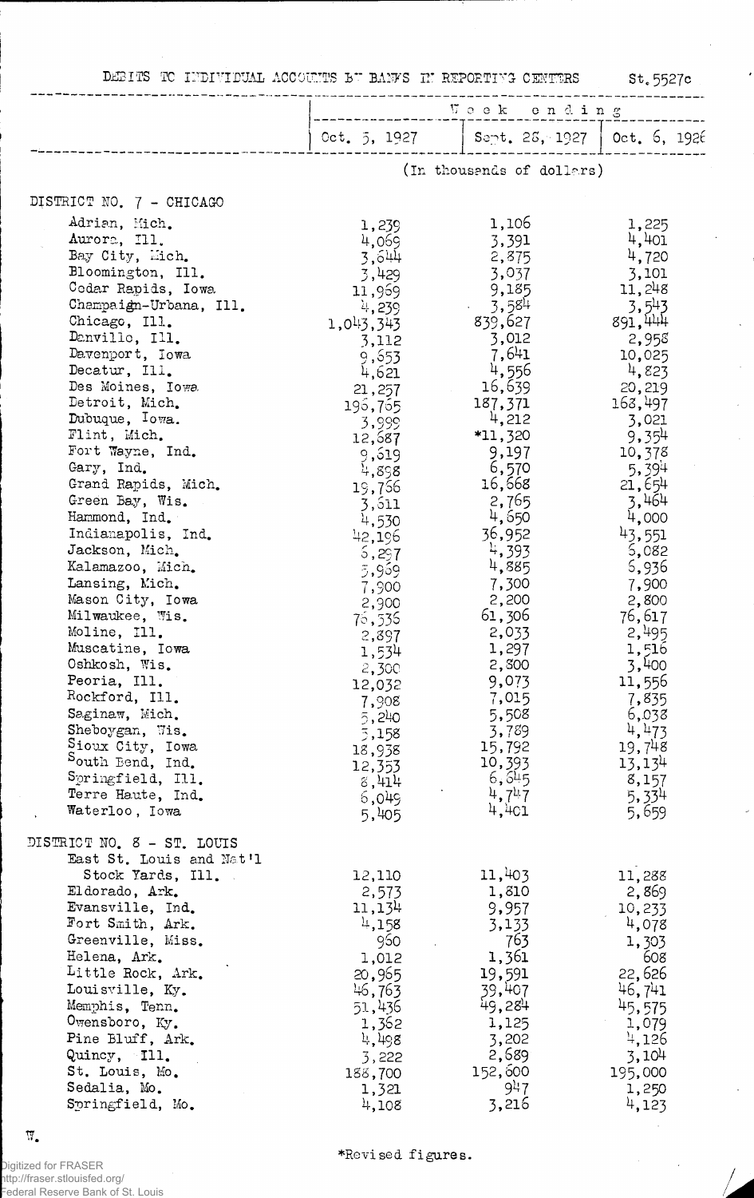DEBITS TO INDIVIDUAL ACCOUNTS BY BANKS IN REPORTING CENTERS St.5527c

| | Week ending | | |
|---|---|---|---|
| | Oct. 5, 1927 | Sept. 28, 1927 | Oct. 6, 1926 |
| | (In thousands of dollars) | | |
| **DISTRICT NO. 7 - CHICAGO** | | | |
| Adrian, Mich. | 1,239 | 1,106 | 1,225 |
| Aurora, Ill. | 4,069 | 3,391 | 4,401 |
| Bay City, Mich. | 3,644 | 2,875 | 4,720 |
| Bloomington, Ill. | 3,429 | 3,037 | 3,101 |
| Cedar Rapids, Iowa | 11,969 | 9,185 | 11,248 |
| Champaign-Urbana, Ill. | 4,239 | 3,584 | 3,543 |
| Chicago, Ill. | 1,043,343 | 839,627 | 891,444 |
| Danville, Ill. | 3,112 | 3,012 | 2,958 |
| Davenport, Iowa | 9,653 | 7,641 | 10,025 |
| Decatur, Ill. | 4,621 | 4,556 | 4,823 |
| Des Moines, Iowa | 21,257 | 16,639 | 20,219 |
| Detroit, Mich. | 196,765 | 187,371 | 168,497 |
| Dubuque, Iowa. | 3,999 | 4,212 | 3,021 |
| Flint, Mich. | 12,687 | *11,320 | 9,354 |
| Fort Wayne, Ind. | 9,619 | 9,197 | 10,378 |
| Gary, Ind. | 4,898 | 6,570 | 5,394 |
| Grand Rapids, Mich. | 19,756 | 16,668 | 21,654 |
| Green Bay, Wis. | 3,611 | 2,765 | 3,464 |
| Hammond, Ind. | 4,530 | 4,650 | 4,000 |
| Indianapolis, Ind. | 42,196 | 36,952 | 43,551 |
| Jackson, Mich. | 6,297 | 4,393 | 6,082 |
| Kalamazoo, Mich. | 5,969 | 4,885 | 6,936 |
| Lansing, Mich. | 7,900 | 7,300 | 7,900 |
| Mason City, Iowa | 2,900 | 2,200 | 2,800 |
| Milwaukee, Wis. | 76,536 | 61,306 | 76,617 |
| Moline, Ill. | 2,897 | 2,033 | 2,495 |
| Muscatine, Iowa | 1,534 | 1,297 | 1,516 |
| Oshkosh, Wis. | 2,300 | 2,300 | 3,400 |
| Peoria, Ill. | 12,032 | 9,073 | 11,556 |
| Rockford, Ill. | 7,908 | 7,015 | 7,835 |
| Saginaw, Mich. | 5,240 | 5,508 | 6,038 |
| Sheboygan, Wis. | 5,158 | 3,789 | 4,473 |
| Sioux City, Iowa | 18,938 | 15,792 | 19,748 |
| South Bend, Ind. | 12,353 | 10,393 | 13,134 |
| Springfield, Ill. | 8,414 | 6,645 | 8,157 |
| Terre Haute, Ind. | 6,049 | 4,747 | 5,334 |
| Waterloo, Iowa | 5,405 | 4,401 | 5,659 |
| **DISTRICT NO. 8 - ST. LOUIS** | | | |
| East St. Louis and Nat'l Stock Yards, Ill. | 12,110 | 11,403 | 11,288 |
| Eldorado, Ark. | 2,573 | 1,810 | 2,869 |
| Evansville, Ind. | 11,134 | 9,957 | 10,233 |
| Fort Smith, Ark. | 4,158 | 3,133 | 4,078 |
| Greenville, Miss. | 960 | 763 | 1,303 |
| Helena, Ark. | 1,012 | 1,361 | 608 |
| Little Rock, Ark. | 20,965 | 19,591 | 22,626 |
| Louisville, Ky. | 46,763 | 39,407 | 46,741 |
| Memphis, Tenn. | 51,436 | 49,284 | 45,575 |
| Owensboro, Ky. | 1,362 | 1,125 | 1,079 |
| Pine Bluff, Ark. | 4,498 | 3,202 | 4,126 |
| Quincy, Ill. | 3,222 | 2,689 | 3,104 |
| St. Louis, Mo. | 188,700 | 152,600 | 195,000 |
| Sedalia, Mo. | 1,321 | 947 | 1,250 |
| Springfield, Mo. | 4,108 | 3,216 | 4,123 |

W.

*Revised figures.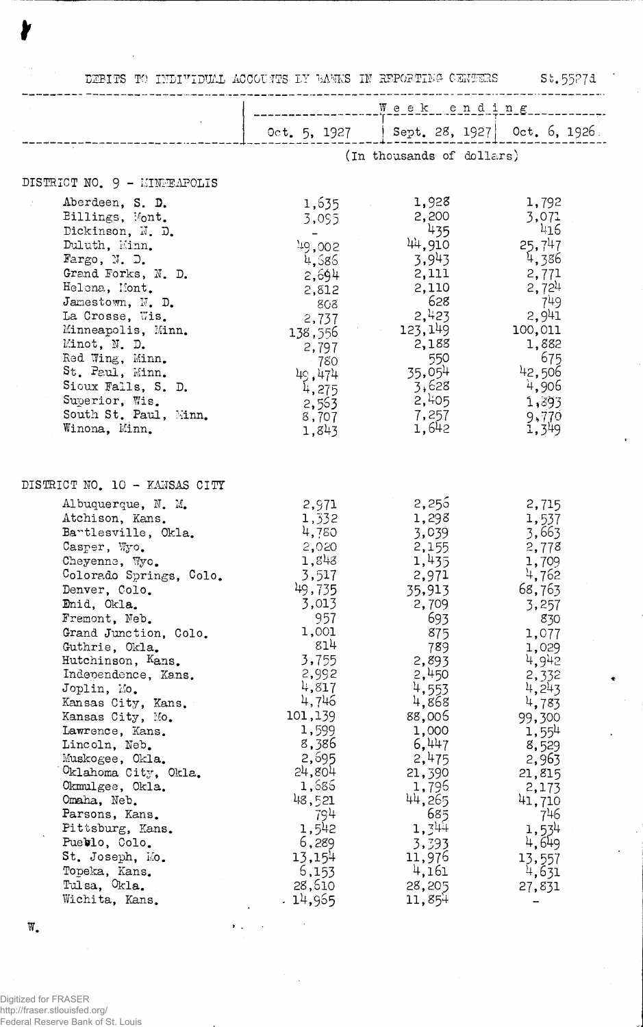DEBITS TO INDIVIDUAL ACCOUNTS BY BANKS IN REPORTING CENTERS St.5527d

| | Week ending | | |
|---|---|---|---|
| | Oct. 5, 1927 | Sept. 28, 1927 | Oct. 6, 1926 |
| | (In thousands of dollars) | | |
| **DISTRICT NO. 9 - MINNEAPOLIS** | | | |
| Aberdeen, S. D. | 1,635 | 1,928 | 1,792 |
| Billings, Mont. | 3,095 | 2,200 | 3,071 |
| Dickinson, N. D. | - | 435 | 416 |
| Duluth, Minn. | 49,002 | 44,910 | 25,747 |
| Fargo, N. D. | 4,586 | 3,943 | 4,386 |
| Grand Forks, N. D. | 2,694 | 2,111 | 2,771 |
| Helena, Mont. | 2,812 | 2,110 | 2,724 |
| Jamestown, N. D. | 808 | 628 | 749 |
| La Crosse, Wis. | 2,737 | 2,423 | 2,941 |
| Minneapolis, Minn. | 138,556 | 123,149 | 100,011 |
| Minot, N. D. | 2,797 | 2,188 | 1,882 |
| Red Wing, Minn. | 780 | 550 | 675 |
| St. Paul, Minn. | 49,474 | 35,054 | 42,506 |
| Sioux Falls, S. D. | 4,275 | 3,628 | 4,906 |
| Superior, Wis. | 2,563 | 2,405 | 1,893 |
| South St. Paul, Minn. | 8,707 | 7,257 | 9,770 |
| Winona, Minn. | 1,843 | 1,642 | 1,349 |
| **DISTRICT NO. 10 - KANSAS CITY** | | | |
| Albuquerque, N. M. | 2,971 | 2,256 | 2,715 |
| Atchison, Kans. | 1,332 | 1,298 | 1,537 |
| Bartlesville, Okla. | 4,780 | 3,039 | 3,663 |
| Casper, Wyo. | 2,020 | 2,155 | 2,778 |
| Cheyenne, Wyo. | 1,848 | 1,435 | 1,709 |
| Colorado Springs, Colo. | 3,517 | 2,971 | 4,762 |
| Denver, Colo. | 49,735 | 35,913 | 68,763 |
| Enid, Okla. | 3,013 | 2,709 | 3,257 |
| Fremont, Neb. | 957 | 693 | 830 |
| Grand Junction, Colo. | 1,001 | 875 | 1,077 |
| Guthrie, Okla. | 814 | 789 | 1,029 |
| Hutchinson, Kans. | 3,755 | 2,893 | 4,942 |
| Independence, Kans. | 2,992 | 2,450 | 2,332 |
| Joplin, Mo. | 4,817 | 4,553 | 4,243 |
| Kansas City, Kans. | 4,746 | 4,868 | 4,783 |
| Kansas City, Mo. | 101,139 | 88,006 | 99,300 |
| Lawrence, Kans. | 1,599 | 1,000 | 1,554 |
| Lincoln, Neb. | 8,386 | 6,447 | 8,529 |
| Muskogee, Okla. | 2,695 | 2,475 | 2,963 |
| Oklahoma City, Okla. | 24,804 | 21,390 | 21,815 |
| Okmulgee, Okla. | 1,686 | 1,796 | 2,173 |
| Omaha, Neb. | 48,521 | 44,265 | 41,710 |
| Parsons, Kans. | 794 | 685 | 746 |
| Pittsburg, Kans. | 1,542 | 1,344 | 1,534 |
| Pueblo, Colo. | 6,289 | 3,393 | 4,649 |
| St. Joseph, Mo. | 13,154 | 11,976 | 13,557 |
| Topeka, Kans. | 6,153 | 4,161 | 4,631 |
| Tulsa, Okla. | 28,610 | 28,205 | 27,831 |
| Wichita, Kans. | 14,965 | 11,854 | - |

W.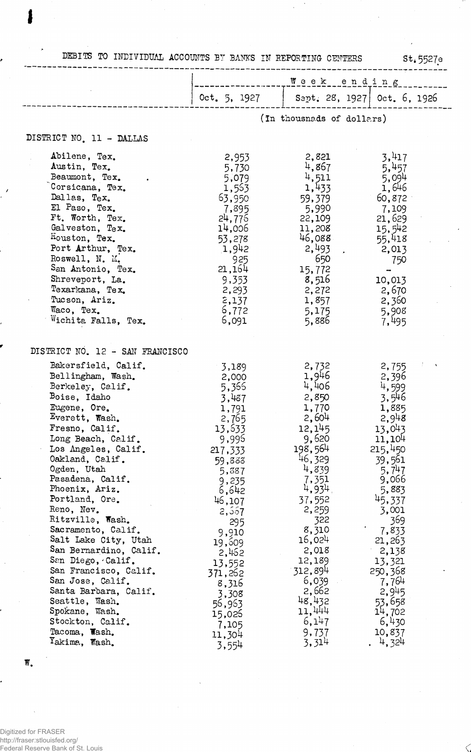DEBITS TO INDIVIDUAL ACCOUNTS BY BANKS IN REPORTING CENTERS St.5527e

| | Week ending | | |
|---|---|---|---|
| | Oct. 5, 1927 | Sept. 28, 1927 | Oct. 6, 1926 |
| | (In thousands of dollars) | | |
| **DISTRICT NO. 11 - DALLAS** | | | |
| Abilene, Tex. | 2,953 | 2,821 | 3,417 |
| Austin, Tex. | 5,730 | 4,867 | 5,457 |
| Beaumont, Tex. | 5,079 | 4,511 | 5,094 |
| Corsicana, Tex. | 1,563 | 1,433 | 1,646 |
| Dallas, Tex. | 63,950 | 59,379 | 60,872 |
| El Paso, Tex. | 7,895 | 5,990 | 7,109 |
| Ft. Worth, Tex. | 24,776 | 22,109 | 21,629 |
| Galveston, Tex. | 14,006 | 11,208 | 15,542 |
| Houston, Tex. | 53,278 | 46,088 | 55,418 |
| Port Arthur, Tex. | 1,942 | 2,493 | 2,013 |
| Roswell, N. M. | 925 | 650 | 750 |
| San Antonio, Tex. | 21,164 | 15,772 | - |
| Shreveport, La. | 9,353 | 8,516 | 10,013 |
| Texarkana, Tex. | 2,293 | 2,272 | 2,670 |
| Tucson, Ariz. | 2,137 | 1,857 | 2,360 |
| Waco, Tex. | 6,772 | 5,175 | 5,908 |
| Wichita Falls, Tex. | 6,091 | 5,886 | 7,495 |
| **DISTRICT NO. 12 - SAN FRANCISCO** | | | |
| Bakersfield, Calif. | 3,189 | 2,732 | 2,755 |
| Bellingham, Wash. | 2,000 | 1,946 | 2,396 |
| Berkeley, Calif. | 5,366 | 4,406 | 4,599 |
| Boise, Idaho | 3,487 | 2,850 | 3,546 |
| Eugene, Ore. | 1,791 | 1,770 | 1,885 |
| Everett, Wash. | 2,765 | 2,604 | 2,948 |
| Fresno, Calif. | 13,633 | 12,145 | 13,043 |
| Long Beach, Calif. | 9,996 | 9,620 | 11,104 |
| Los Angeles, Calif. | 217,333 | 198,564 | 215,450 |
| Oakland, Calif. | 59,888 | 46,329 | 39,561 |
| Ogden, Utah | 5,887 | 4,839 | 5,747 |
| Pasadena, Calif. | 9,235 | 7,351 | 9,066 |
| Phoenix, Ariz. | 6,642 | 4,934 | 5,883 |
| Portland, Ore. | 46,107 | 37,552 | 45,337 |
| Reno, Nev. | 2,367 | 2,259 | 3,001 |
| Ritzville, Wash. | 295 | 322 | 369 |
| Sacramento, Calif. | 9,910 | 8,310 | 7,833 |
| Salt Lake City, Utah | 19,609 | 16,024 | 21,263 |
| San Bernardino, Calif. | 2,462 | 2,018 | 2,138 |
| San Diego, Calif. | 13,552 | 12,189 | 13,321 |
| San Francisco, Calif. | 371,262 | 312,894 | 250,368 |
| San Jose, Calif. | 8,316 | 6,039 | 7,764 |
| Santa Barbara, Calif. | 3,308 | 2,662 | 2,945 |
| Seattle, Wash. | 56,963 | 48,432 | 53,658 |
| Spokane, Wash. | 15,026 | 11,444 | 14,702 |
| Stockton, Calif. | 7,105 | 6,147 | 6,430 |
| Tacoma, Wash. | 11,304 | 9,737 | 10,837 |
| Yakima, Wash. | 3,554 | 3,314 | 4,324 |

W.